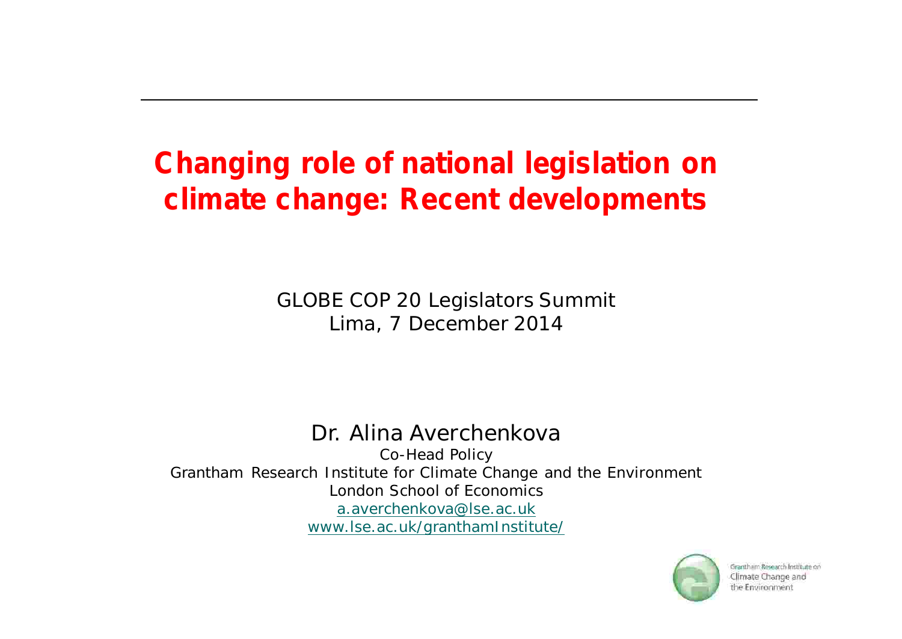# Changing role of national legislation on climate change: Recent developments

GLOBE COP 20 Legislators Summit
Lima, 7 December 2014

Dr. Alina Averchenkova
Co-Head Policy
Grantham Research Institute for Climate Change and the Environment
London School of Economics
a.averchenkova@lse.ac.uk
www.lse.ac.uk/granthamInstitute/

Grantham Research Institute on Climate Change and the Environment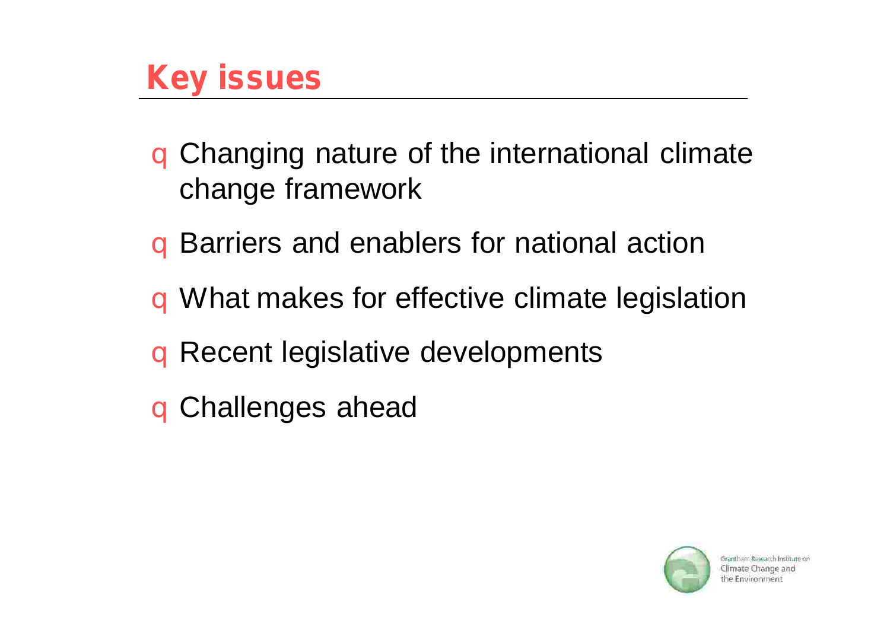# Key issues

- Changing nature of the international climate change framework
- Barriers and enablers for national action
- What makes for effective climate legislation
- Recent legislative developments
- Challenges ahead

Grantham Research Institute on Climate Change and the Environment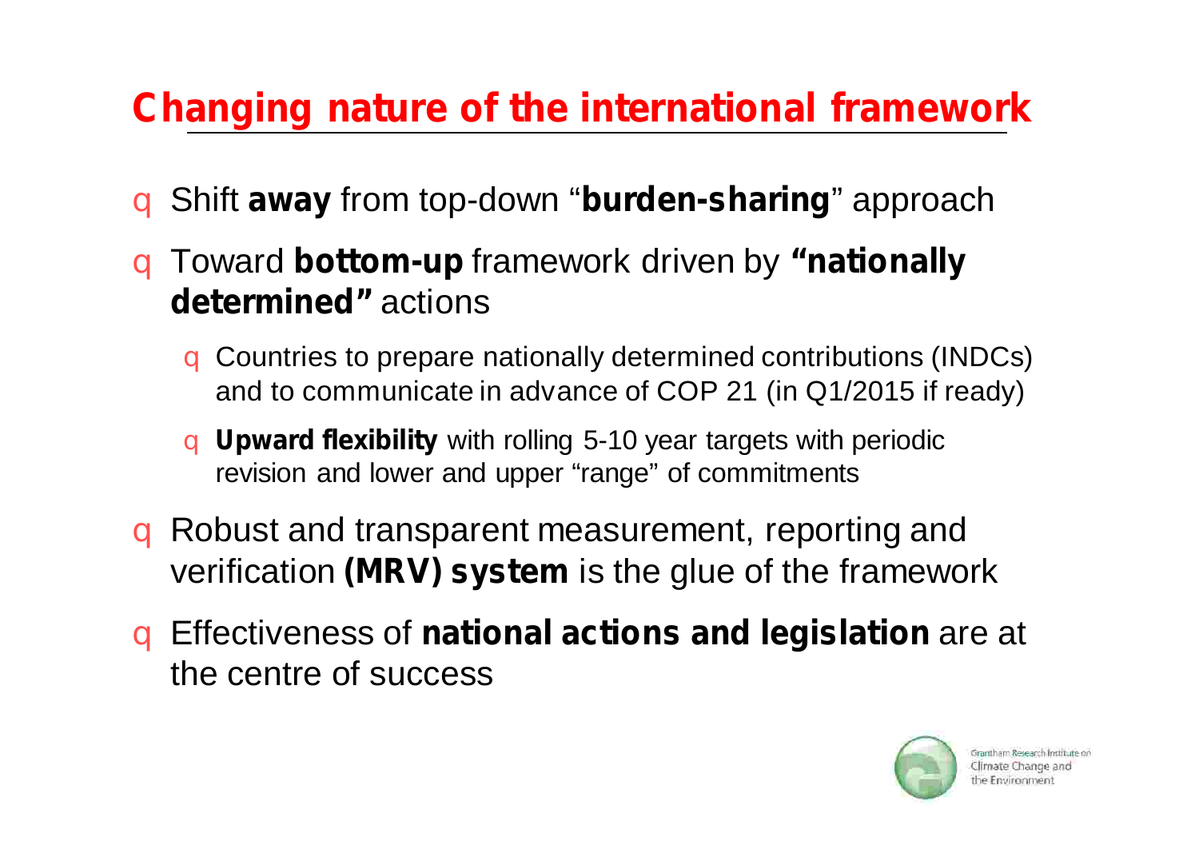## Changing nature of the international framework

- Shift **away** from top-down "**burden-sharing**" approach
- Toward **bottom-up** framework driven by **"nationally determined"** actions
  - Countries to prepare nationally determined contributions (INDCs) and to communicate in advance of COP 21 (in Q1/2015 if ready)
  - **Upward flexibility** with rolling 5-10 year targets with periodic revision and lower and upper "range" of commitments
- Robust and transparent measurement, reporting and verification **(MRV) system** is the glue of the framework
- Effectiveness of **national actions and legislation** are at the centre of success

Grantham Research Institute on Climate Change and the Environment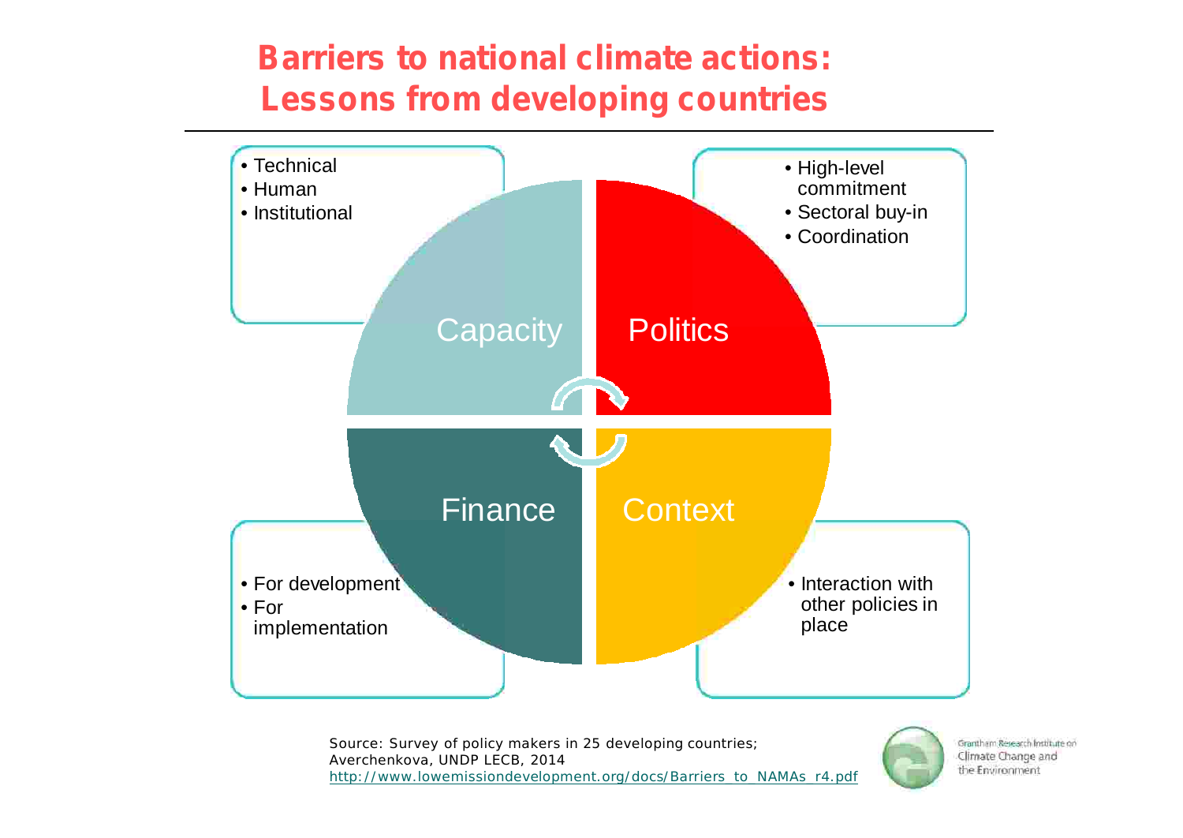# Barriers to national climate actions: Lessons from developing countries

**Capacity**

- Technical
- Human
- Institutional

**Politics**

- High-level commitment
- Sectoral buy-in
- Coordination

**Finance**

- For development
- For implementation

**Context**

- Interaction with other policies in place

Source: Survey of policy makers in 25 developing countries; Averchenkova, UNDP LECB, 2014
http://www.lowemissiondevelopment.org/docs/Barriers_to_NAMAs_r4.pdf

Grantham Research Institute on Climate Change and the Environment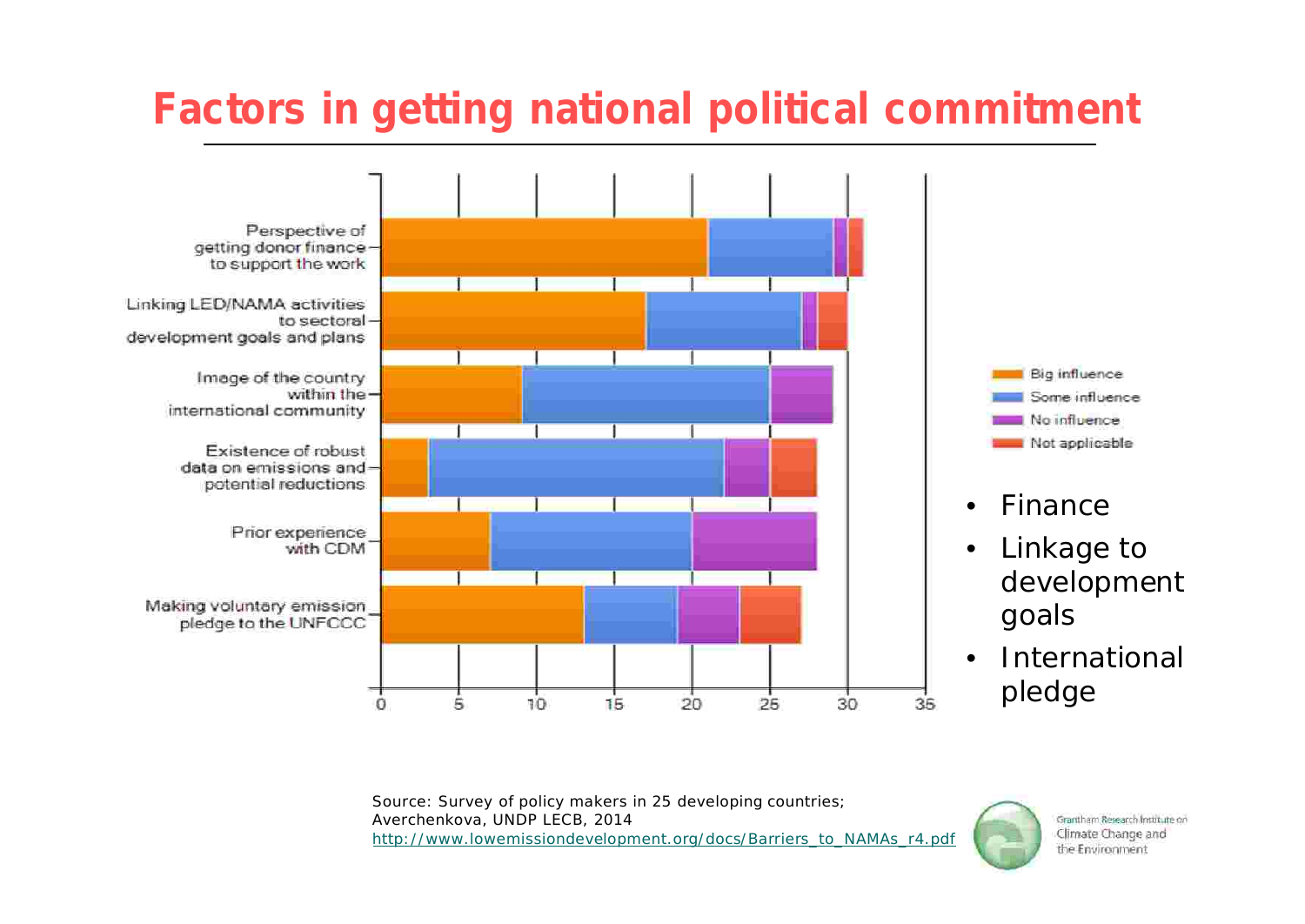# Factors in getting national political commitment

| Factor | Big influence | Some influence | No influence | Not applicable |
|---|---|---|---|---|
| Perspective of getting donor finance to support the work | 21 | 8 | 1 | 1 |
| Linking LED/NAMA activities to sectoral development goals and plans | 17 | 10 | 1 | 2 |
| Image of the country within the international community | 9 | 16 | 4 | 0 |
| Existence of robust data on emissions and potential reductions | 3 | 19 | 3 | 3 |
| Prior experience with CDM | 7 | 13 | 8 | 0 |
| Making voluntary emission pledge to the UNFCCC | 13 | 6 | 4 | 4 |

- Finance
- Linkage to development goals
- International pledge

Source: Survey of policy makers in 25 developing countries; Averchenkova, UNDP LECB, 2014
http://www.lowemissiondevelopment.org/docs/Barriers_to_NAMAs_r4.pdf

Grantham Research Institute on Climate Change and the Environment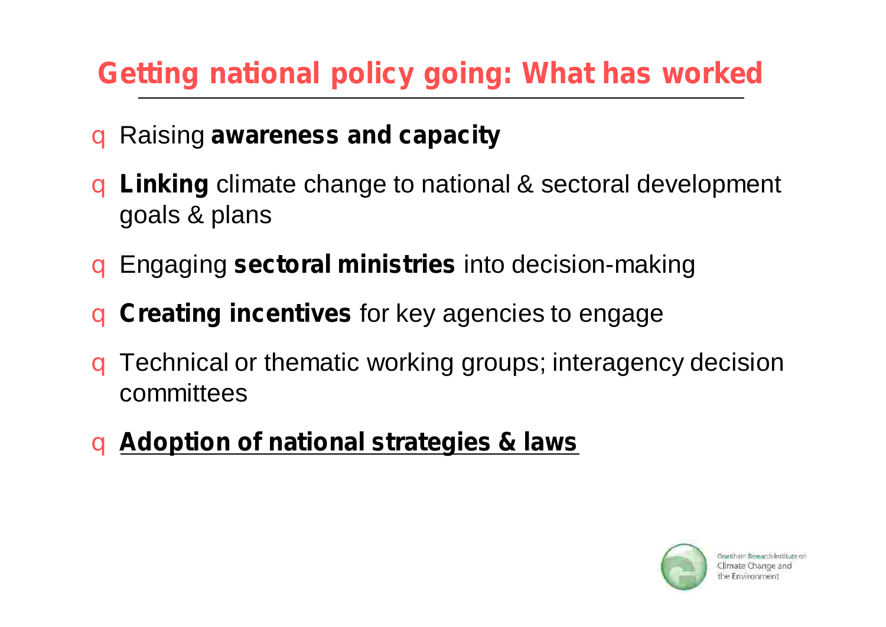# Getting national policy going: What has worked

- Raising **awareness and capacity**
- **Linking** climate change to national & sectoral development goals & plans
- Engaging **sectoral ministries** into decision-making
- **Creating incentives** for key agencies to engage
- Technical or thematic working groups; interagency decision committees
- <u>**Adoption of national strategies & laws**</u>

Grantham Research Institute on Climate Change and the Environment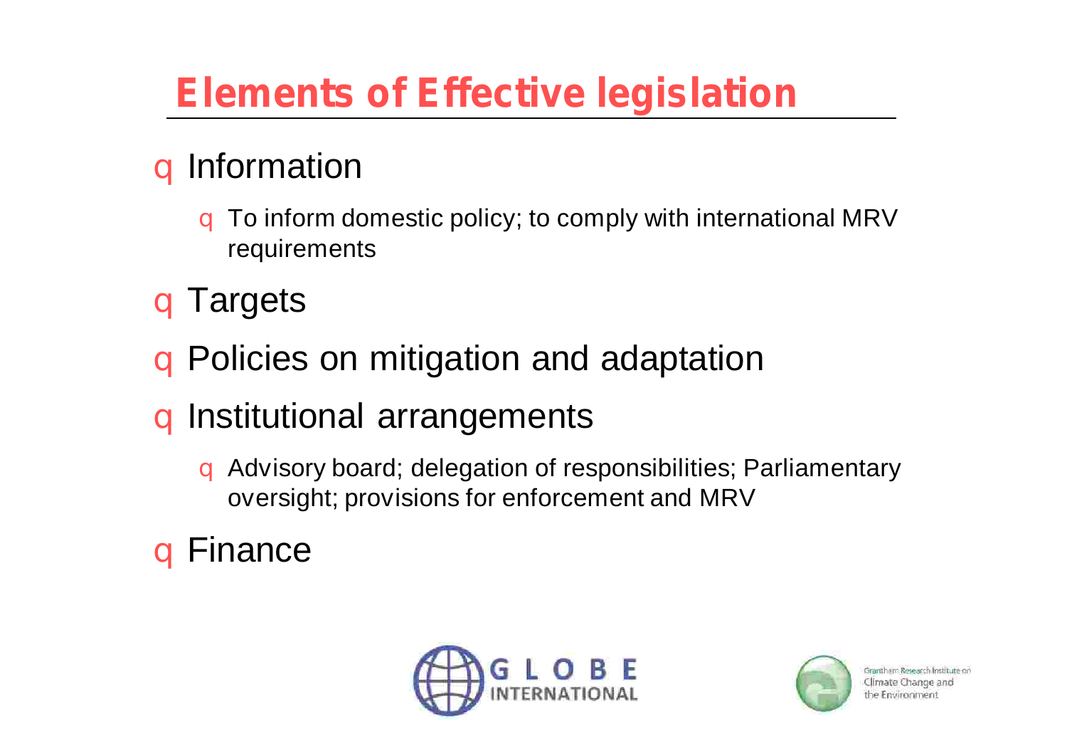# Elements of Effective legislation

- Information
  - To inform domestic policy; to comply with international MRV requirements
- Targets
- Policies on mitigation and adaptation
- Institutional arrangements
  - Advisory board; delegation of responsibilities; Parliamentary oversight; provisions for enforcement and MRV
- Finance

GLOBE INTERNATIONAL

Grantham Research Institute on Climate Change and the Environment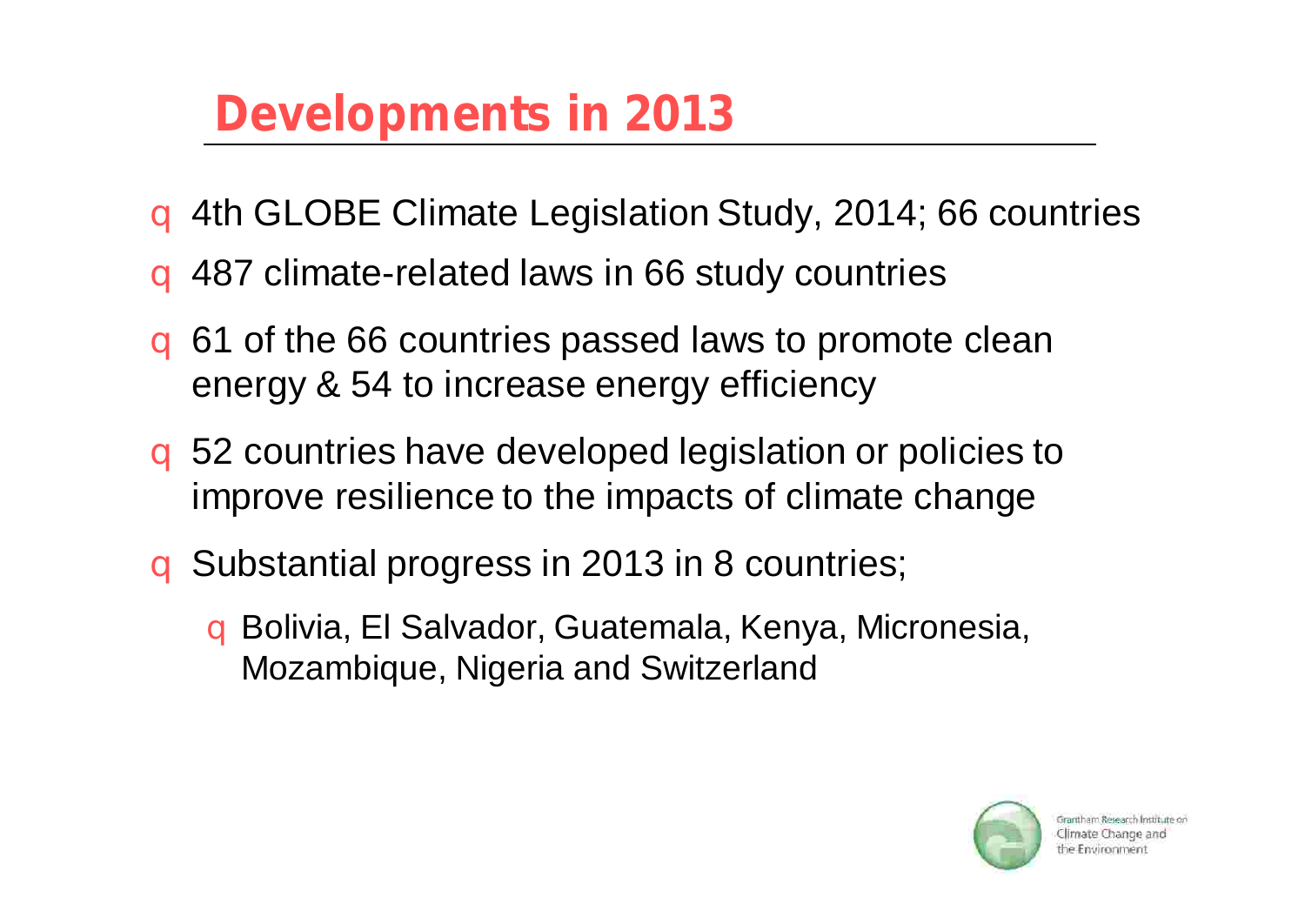# Developments in 2013

- 4th GLOBE Climate Legislation Study, 2014; 66 countries
- 487 climate-related laws in 66 study countries
- 61 of the 66 countries passed laws to promote clean energy & 54 to increase energy efficiency
- 52 countries have developed legislation or policies to improve resilience to the impacts of climate change
- Substantial progress in 2013 in 8 countries;
  - Bolivia, El Salvador, Guatemala, Kenya, Micronesia, Mozambique, Nigeria and Switzerland

Grantham Research Institute on Climate Change and the Environment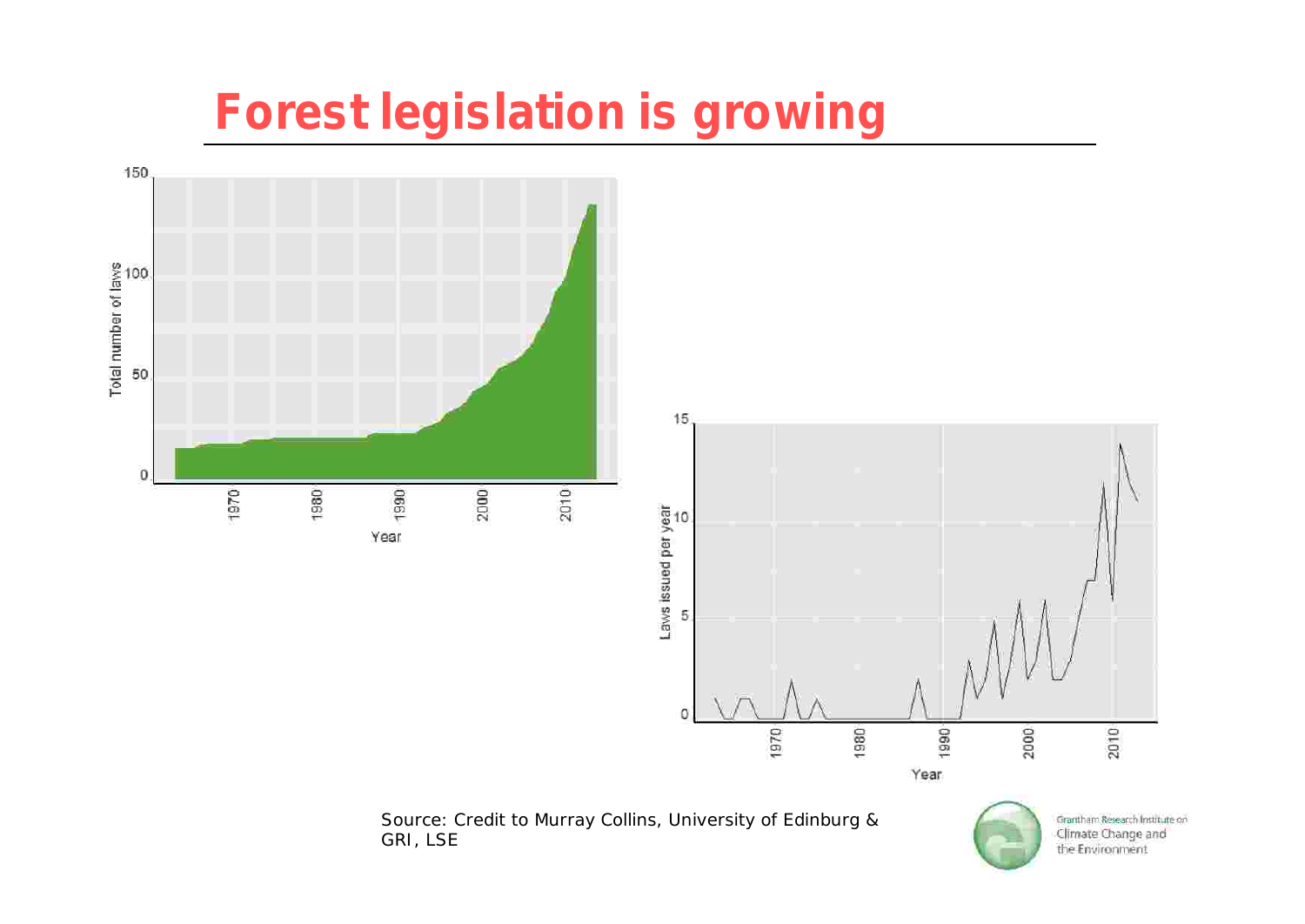# Forest legislation is growing

Source: Credit to Murray Collins, University of Edinburg & GRI, LSE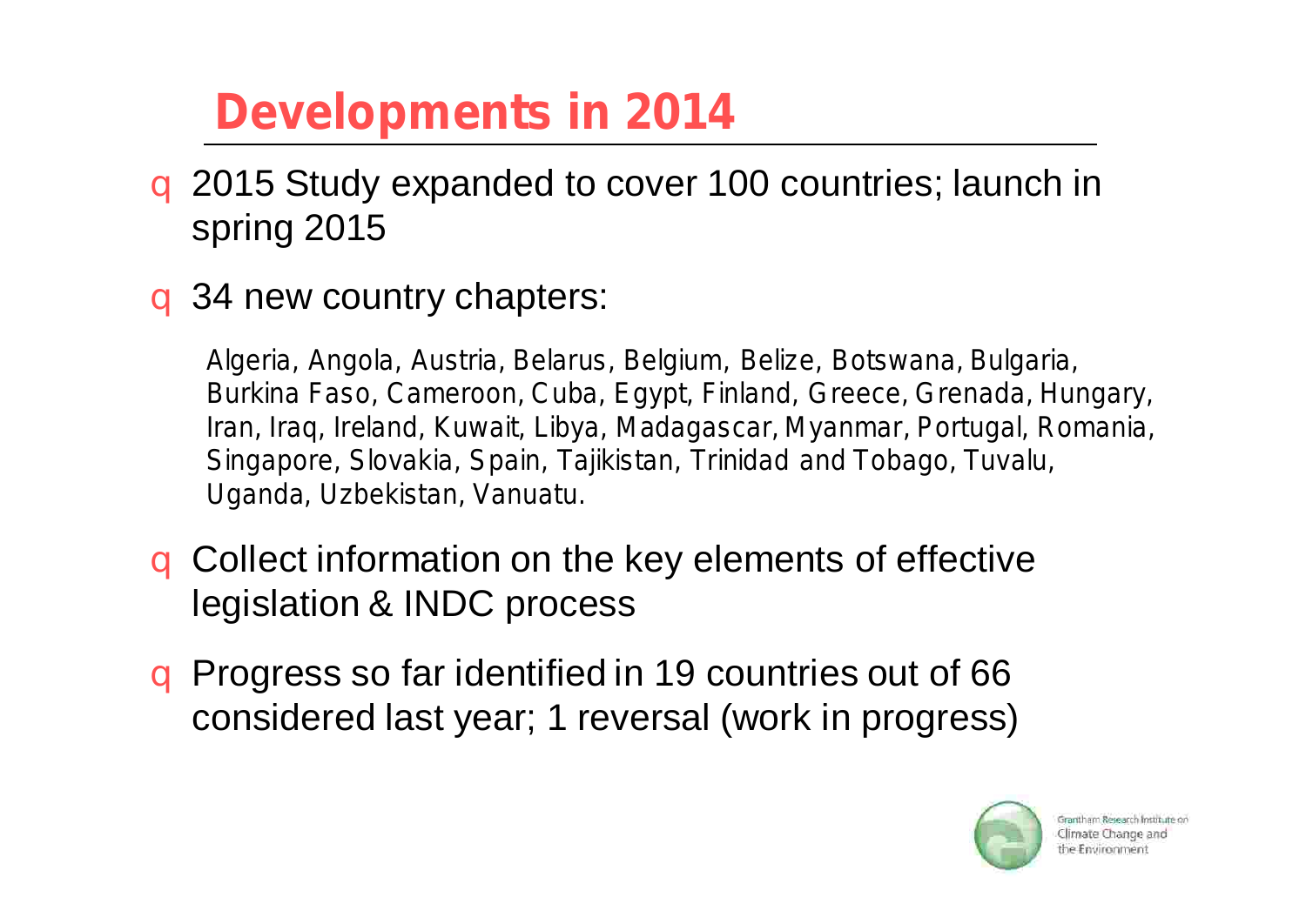# Developments in 2014

- 2015 Study expanded to cover 100 countries; launch in spring 2015
- 34 new country chapters:

  Algeria, Angola, Austria, Belarus, Belgium, Belize, Botswana, Bulgaria, Burkina Faso, Cameroon, Cuba, Egypt, Finland, Greece, Grenada, Hungary, Iran, Iraq, Ireland, Kuwait, Libya, Madagascar, Myanmar, Portugal, Romania, Singapore, Slovakia, Spain, Tajikistan, Trinidad and Tobago, Tuvalu, Uganda, Uzbekistan, Vanuatu.

- Collect information on the key elements of effective legislation & INDC process
- Progress so far identified in 19 countries out of 66 considered last year; 1 reversal (work in progress)

Grantham Research Institute on Climate Change and the Environment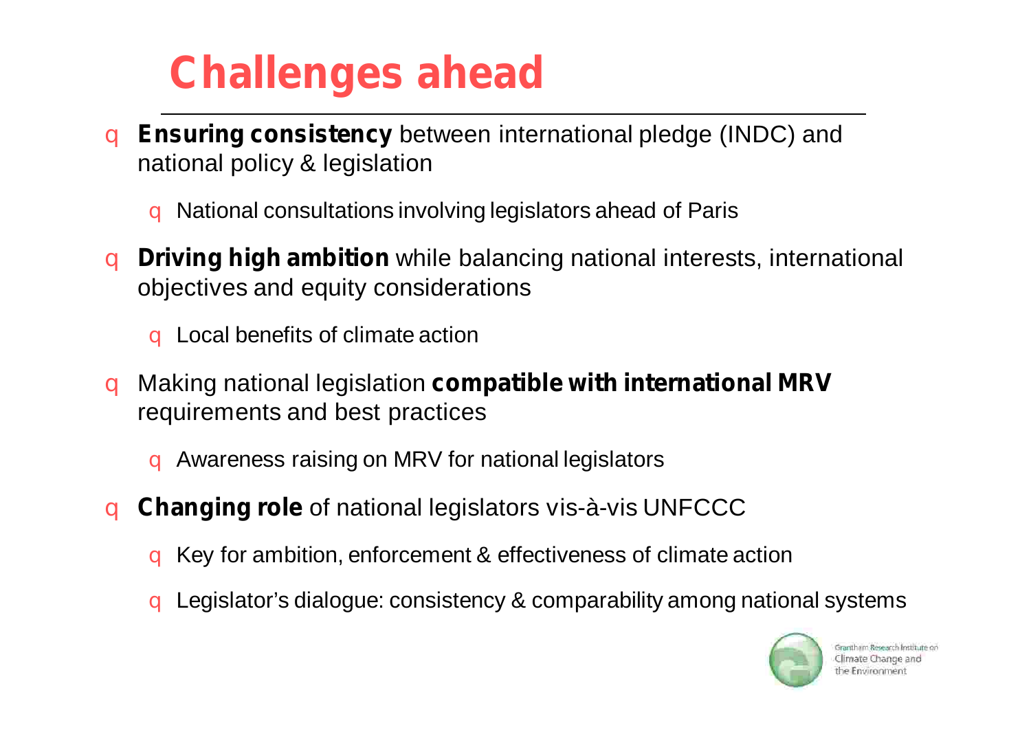# Challenges ahead

- **Ensuring consistency** between international pledge (INDC) and national policy & legislation
  - National consultations involving legislators ahead of Paris
- **Driving high ambition** while balancing national interests, international objectives and equity considerations
  - Local benefits of climate action
- Making national legislation **compatible with international MRV** requirements and best practices
  - Awareness raising on MRV for national legislators
- **Changing role** of national legislators vis-à-vis UNFCCC
  - Key for ambition, enforcement & effectiveness of climate action
  - Legislator's dialogue: consistency & comparability among national systems

Grantham Research Institute on Climate Change and the Environment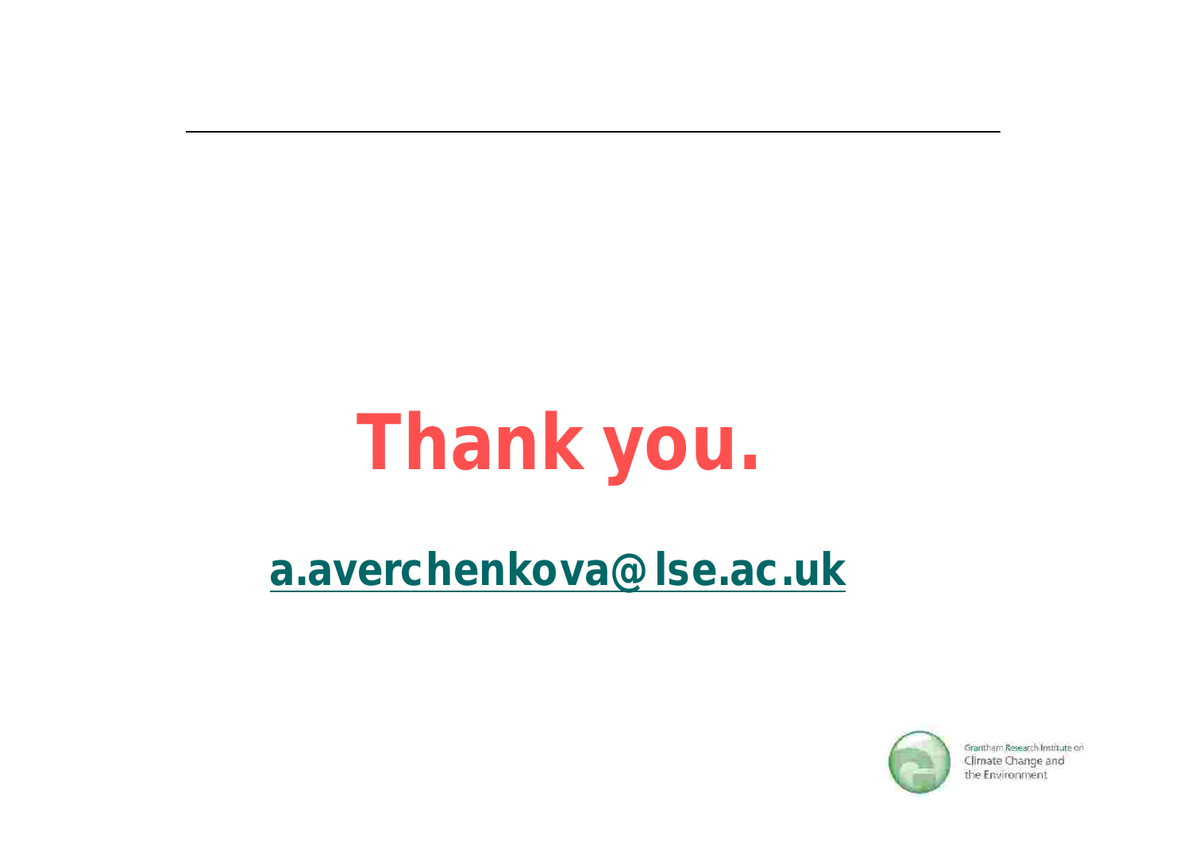# Thank you.

a.averchenkova@lse.ac.uk

Grantham Research Institute on Climate Change and the Environment